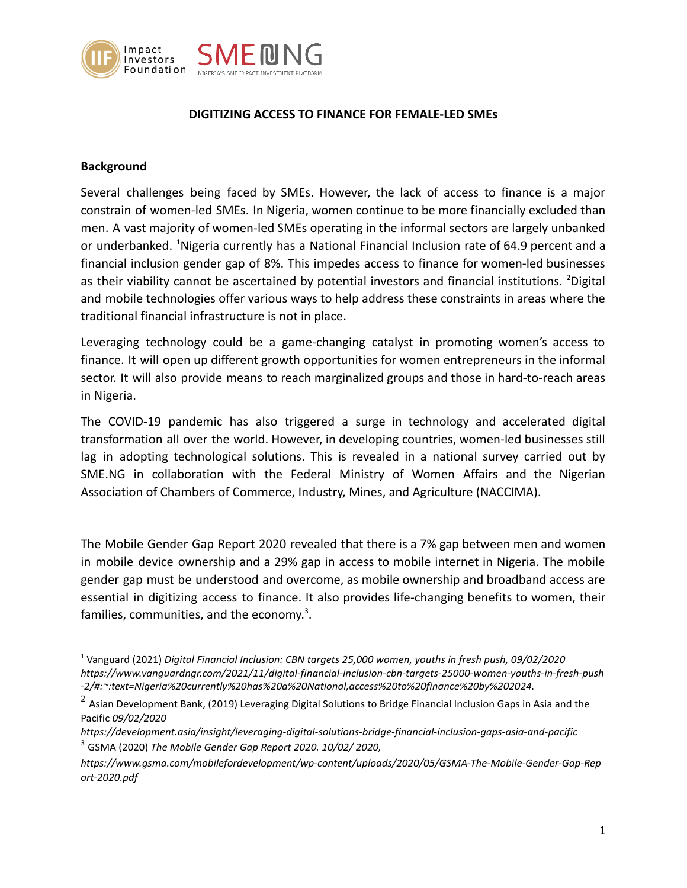**DIGITIZING ACCESS TO FINANCE FOR FEMALE-LED SMEs**

**Background**

Several challenges being faced by SMEs. However, the lack of access to finance is a major constrain of women-led SMEs. In Nigeria, women continue to be more financially excluded than men. A vast majority of women-led SMEs operating in the informal sectors are largely unbanked or underbanked. [1]Nigeria currently has a National Financial Inclusion rate of 64.9 percent and a financial inclusion gender gap of 8%. This impedes access to finance for women-led businesses as their viability cannot be ascertained by potential investors and financial institutions. [2]Digital and mobile technologies offer various ways to help address these constraints in areas where the traditional financial infrastructure is not in place.

Leveraging technology could be a game-changing catalyst in promoting women's access to finance. It will open up different growth opportunities for women entrepreneurs in the informal sector. It will also provide means to reach marginalized groups and those in hard-to-reach areas in Nigeria.

The COVID-19 pandemic has also triggered a surge in technology and accelerated digital transformation all over the world. However, in developing countries, women-led businesses still lag in adopting technological solutions. This is revealed in a national survey carried out by SME.NG in collaboration with the Federal Ministry of Women Affairs and the Nigerian Association of Chambers of Commerce, Industry, Mines, and Agriculture (NACCIMA).

The Mobile Gender Gap Report 2020 revealed that there is a 7% gap between men and women in mobile device ownership and a 29% gap in access to mobile internet in Nigeria. The mobile gender gap must be understood and overcome, as mobile ownership and broadband access are essential in digitizing access to finance. It also provides life-changing benefits to women, their families, communities, and the economy.[3].

---

[1] Vanguard (2021) *Digital Financial Inclusion: CBN targets 25,000 women, youths in fresh push, 09/02/2020 https://www.vanguardngr.com/2021/11/digital-financial-inclusion-cbn-targets-25000-women-youths-in-fresh-push-2/#:~:text=Nigeria%20currently%20has%20a%20National,access%20to%20finance%20by%202024.*

[2] Asian Development Bank, (2019) Leveraging Digital Solutions to Bridge Financial Inclusion Gaps in Asia and the Pacific *09/02/2020*
*https://development.asia/insight/leveraging-digital-solutions-bridge-financial-inclusion-gaps-asia-and-pacific*

[3] GSMA (2020) *The Mobile Gender Gap Report 2020. 10/02/ 2020,*
*https://www.gsma.com/mobilefordevelopment/wp-content/uploads/2020/05/GSMA-The-Mobile-Gender-Gap-Report-2020.pdf*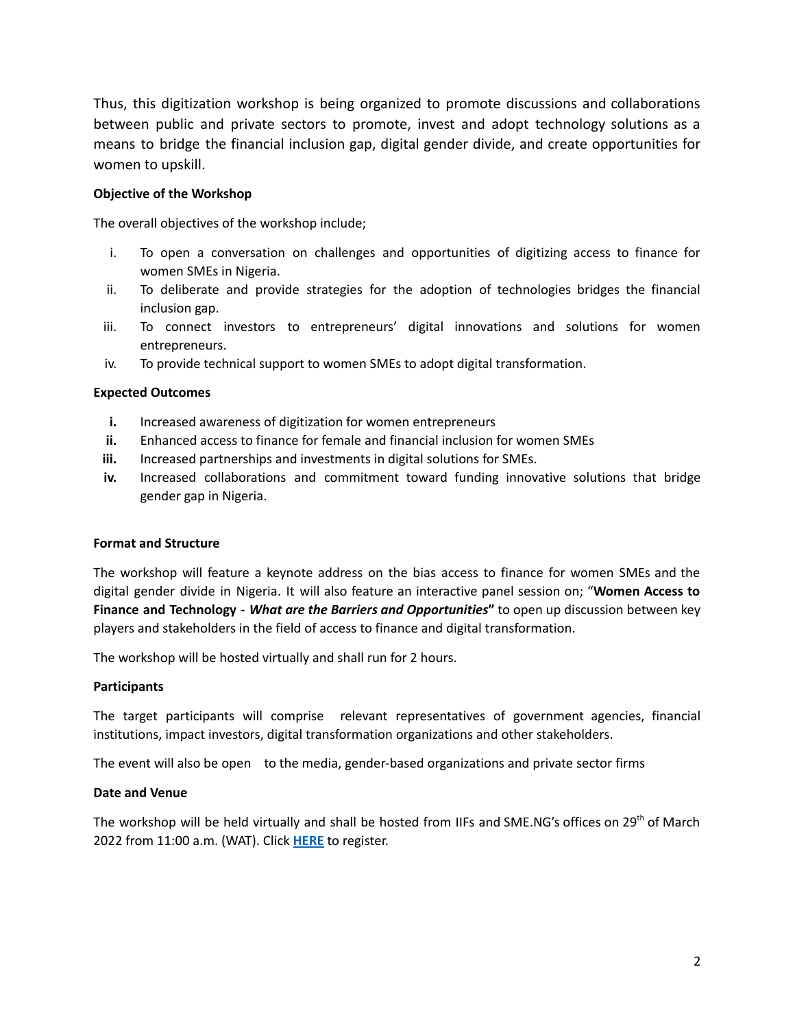Thus, this digitization workshop is being organized to promote discussions and collaborations between public and private sectors to promote, invest and adopt technology solutions as a means to bridge the financial inclusion gap, digital gender divide, and create opportunities for women to upskill.

**Objective of the Workshop**

The overall objectives of the workshop include;

i. To open a conversation on challenges and opportunities of digitizing access to finance for women SMEs in Nigeria.
ii. To deliberate and provide strategies for the adoption of technologies bridges the financial inclusion gap.
iii. To connect investors to entrepreneurs' digital innovations and solutions for women entrepreneurs.
iv. To provide technical support to women SMEs to adopt digital transformation.

**Expected Outcomes**

**i.** Increased awareness of digitization for women entrepreneurs
**ii.** Enhanced access to finance for female and financial inclusion for women SMEs
**iii.** Increased partnerships and investments in digital solutions for SMEs.
**iv.** Increased collaborations and commitment toward funding innovative solutions that bridge gender gap in Nigeria.

**Format and Structure**

The workshop will feature a keynote address on the bias access to finance for women SMEs and the digital gender divide in Nigeria. It will also feature an interactive panel session on; "**Women Access to Finance and Technology -** ***What are the Barriers and Opportunities*"** to open up discussion between key players and stakeholders in the field of access to finance and digital transformation.

The workshop will be hosted virtually and shall run for 2 hours.

**Participants**

The target participants will comprise relevant representatives of government agencies, financial institutions, impact investors, digital transformation organizations and other stakeholders.

The event will also be open to the media, gender-based organizations and private sector firms

**Date and Venue**

The workshop will be held virtually and shall be hosted from IIFs and SME.NG's offices on 29th of March 2022 from 11:00 a.m. (WAT). Click **HERE** to register.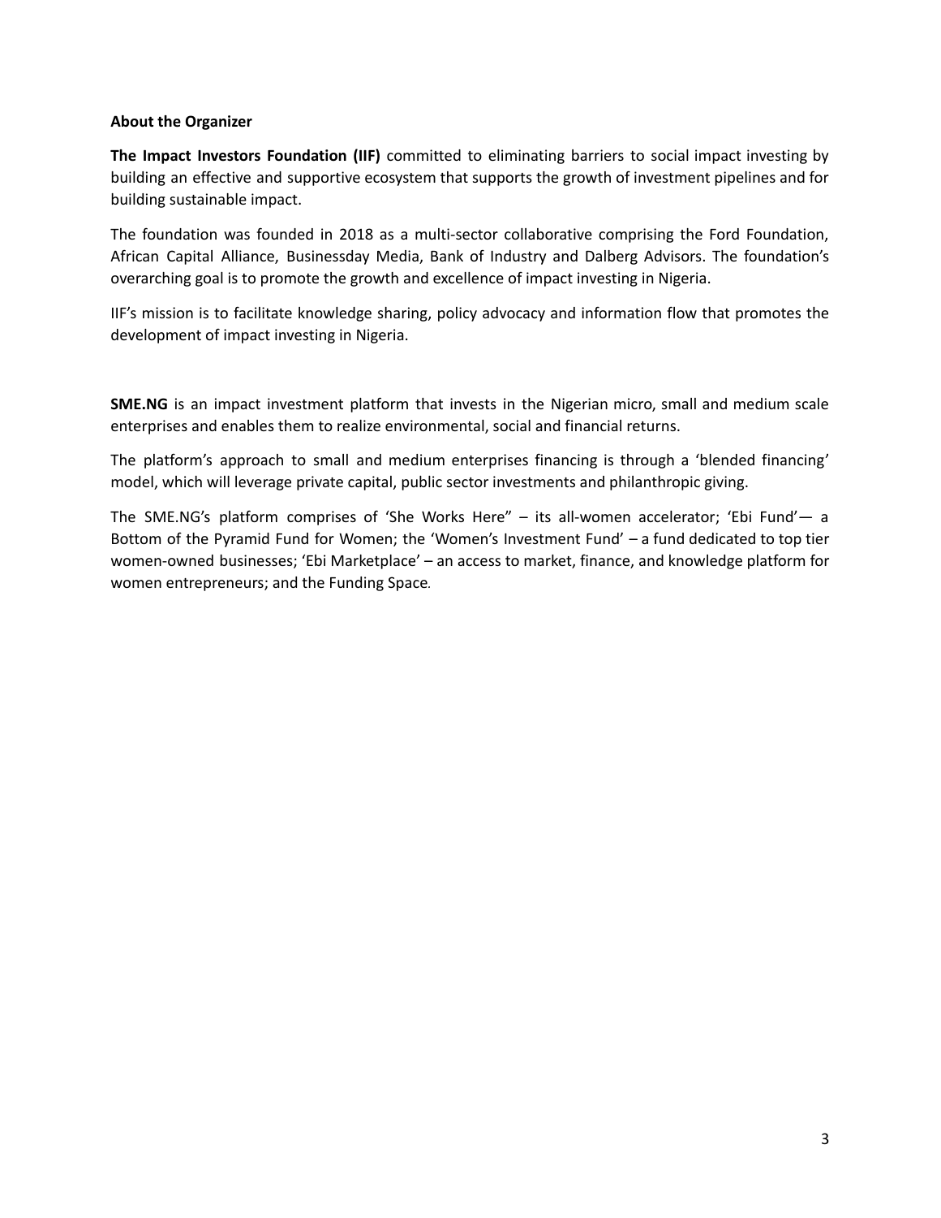**About the Organizer**

**The Impact Investors Foundation (IIF)** committed to eliminating barriers to social impact investing by building an effective and supportive ecosystem that supports the growth of investment pipelines and for building sustainable impact.

The foundation was founded in 2018 as a multi-sector collaborative comprising the Ford Foundation, African Capital Alliance, Businessday Media, Bank of Industry and Dalberg Advisors. The foundation's overarching goal is to promote the growth and excellence of impact investing in Nigeria.

IIF's mission is to facilitate knowledge sharing, policy advocacy and information flow that promotes the development of impact investing in Nigeria.

**SME.NG** is an impact investment platform that invests in the Nigerian micro, small and medium scale enterprises and enables them to realize environmental, social and financial returns.

The platform's approach to small and medium enterprises financing is through a 'blended financing' model, which will leverage private capital, public sector investments and philanthropic giving.

The SME.NG's platform comprises of 'She Works Here" – its all-women accelerator; 'Ebi Fund'— a Bottom of the Pyramid Fund for Women; the 'Women's Investment Fund' – a fund dedicated to top tier women-owned businesses; 'Ebi Marketplace' – an access to market, finance, and knowledge platform for women entrepreneurs; and the Funding Space.